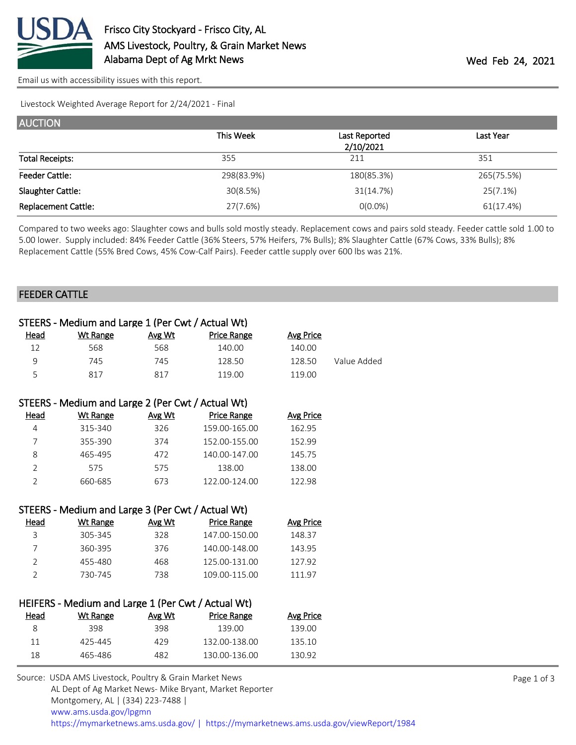# Frisco City Stockyard - Frisco City, AL
## AMS Livestock, Poultry, & Grain Market News
## Alabama Dept of Ag Mrkt News

Wed Feb 24, 2021

Email us with accessibility issues with this report.

Livestock Weighted Average Report for 2/24/2021 - Final

## AUCTION

| | This Week | Last Reported 2/10/2021 | Last Year |
|---|---|---|---|
| Total Receipts: | 355 | 211 | 351 |
| Feeder Cattle: | 298(83.9%) | 180(85.3%) | 265(75.5%) |
| Slaughter Cattle: | 30(8.5%) | 31(14.7%) | 25(7.1%) |
| Replacement Cattle: | 27(7.6%) | 0(0.0%) | 61(17.4%) |

Compared to two weeks ago: Slaughter cows and bulls sold mostly steady. Replacement cows and pairs sold steady. Feeder cattle sold 1.00 to 5.00 lower. Supply included: 84% Feeder Cattle (36% Steers, 57% Heifers, 7% Bulls); 8% Slaughter Cattle (67% Cows, 33% Bulls); 8% Replacement Cattle (55% Bred Cows, 45% Cow-Calf Pairs). Feeder cattle supply over 600 lbs was 21%.

## FEEDER CATTLE

### STEERS - Medium and Large 1 (Per Cwt / Actual Wt)

| Head | Wt Range | Avg Wt | Price Range | Avg Price | |
|---|---|---|---|---|---|
| 12 | 568 | 568 | 140.00 | 140.00 | |
| 9 | 745 | 745 | 128.50 | 128.50 | Value Added |
| 5 | 817 | 817 | 119.00 | 119.00 | |

### STEERS - Medium and Large 2 (Per Cwt / Actual Wt)

| Head | Wt Range | Avg Wt | Price Range | Avg Price |
|---|---|---|---|---|
| 4 | 315-340 | 326 | 159.00-165.00 | 162.95 |
| 7 | 355-390 | 374 | 152.00-155.00 | 152.99 |
| 8 | 465-495 | 472 | 140.00-147.00 | 145.75 |
| 2 | 575 | 575 | 138.00 | 138.00 |
| 2 | 660-685 | 673 | 122.00-124.00 | 122.98 |

### STEERS - Medium and Large 3 (Per Cwt / Actual Wt)

| Head | Wt Range | Avg Wt | Price Range | Avg Price |
|---|---|---|---|---|
| 3 | 305-345 | 328 | 147.00-150.00 | 148.37 |
| 7 | 360-395 | 376 | 140.00-148.00 | 143.95 |
| 2 | 455-480 | 468 | 125.00-131.00 | 127.92 |
| 2 | 730-745 | 738 | 109.00-115.00 | 111.97 |

### HEIFERS - Medium and Large 1 (Per Cwt / Actual Wt)

| Head | Wt Range | Avg Wt | Price Range | Avg Price |
|---|---|---|---|---|
| 8 | 398 | 398 | 139.00 | 139.00 |
| 11 | 425-445 | 429 | 132.00-138.00 | 135.10 |
| 18 | 465-486 | 482 | 130.00-136.00 | 130.92 |

Source: USDA AMS Livestock, Poultry & Grain Market News
AL Dept of Ag Market News- Mike Bryant, Market Reporter
Montgomery, AL | (334) 223-7488 |
www.ams.usda.gov/lpgmn
https://mymarketnews.ams.usda.gov/ | https://mymarketnews.ams.usda.gov/viewReport/1984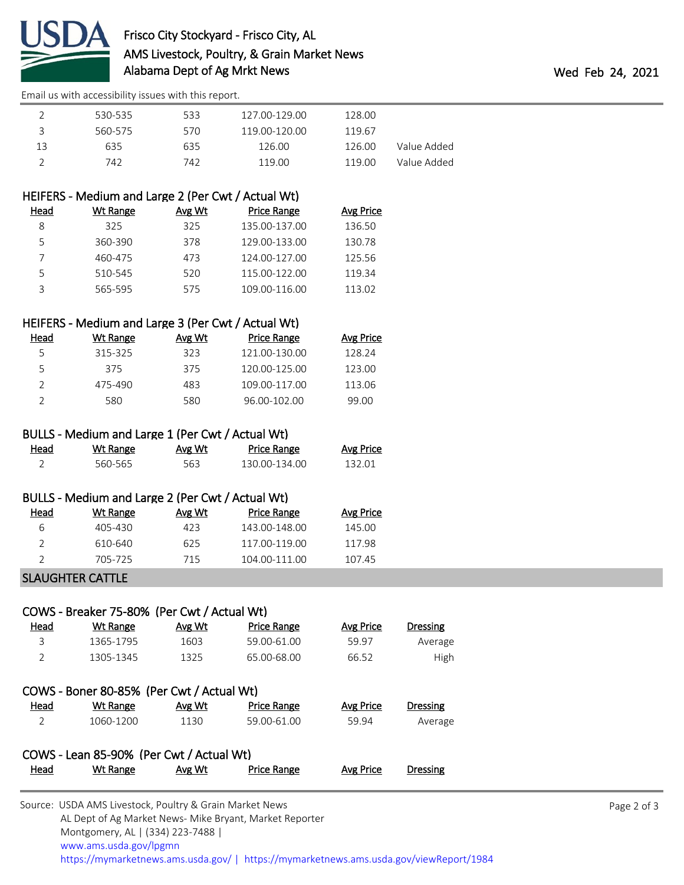| Head | Wt Range | Avg Wt | Price Range | Avg Price | |
|---|---|---|---|---|---|
| 2 | 530-535 | 533 | 127.00-129.00 | 128.00 | |
| 3 | 560-575 | 570 | 119.00-120.00 | 119.67 | |
| 13 | 635 | 635 | 126.00 | 126.00 | Value Added |
| 2 | 742 | 742 | 119.00 | 119.00 | Value Added |

### HEIFERS - Medium and Large 2 (Per Cwt / Actual Wt)

| Head | Wt Range | Avg Wt | Price Range | Avg Price |
|---|---|---|---|---|
| 8 | 325 | 325 | 135.00-137.00 | 136.50 |
| 5 | 360-390 | 378 | 129.00-133.00 | 130.78 |
| 7 | 460-475 | 473 | 124.00-127.00 | 125.56 |
| 5 | 510-545 | 520 | 115.00-122.00 | 119.34 |
| 3 | 565-595 | 575 | 109.00-116.00 | 113.02 |

### HEIFERS - Medium and Large 3 (Per Cwt / Actual Wt)

| Head | Wt Range | Avg Wt | Price Range | Avg Price |
|---|---|---|---|---|
| 5 | 315-325 | 323 | 121.00-130.00 | 128.24 |
| 5 | 375 | 375 | 120.00-125.00 | 123.00 |
| 2 | 475-490 | 483 | 109.00-117.00 | 113.06 |
| 2 | 580 | 580 | 96.00-102.00 | 99.00 |

### BULLS - Medium and Large 1 (Per Cwt / Actual Wt)

| Head | Wt Range | Avg Wt | Price Range | Avg Price |
|---|---|---|---|---|
| 2 | 560-565 | 563 | 130.00-134.00 | 132.01 |

### BULLS - Medium and Large 2 (Per Cwt / Actual Wt)

| Head | Wt Range | Avg Wt | Price Range | Avg Price |
|---|---|---|---|---|
| 6 | 405-430 | 423 | 143.00-148.00 | 145.00 |
| 2 | 610-640 | 625 | 117.00-119.00 | 117.98 |
| 2 | 705-725 | 715 | 104.00-111.00 | 107.45 |

## SLAUGHTER CATTLE

### COWS - Breaker 75-80% (Per Cwt / Actual Wt)

| Head | Wt Range | Avg Wt | Price Range | Avg Price | Dressing |
|---|---|---|---|---|---|
| 3 | 1365-1795 | 1603 | 59.00-61.00 | 59.97 | Average |
| 2 | 1305-1345 | 1325 | 65.00-68.00 | 66.52 | High |

### COWS - Boner 80-85% (Per Cwt / Actual Wt)

| Head | Wt Range | Avg Wt | Price Range | Avg Price | Dressing |
|---|---|---|---|---|---|
| 2 | 1060-1200 | 1130 | 59.00-61.00 | 59.94 | Average |

### COWS - Lean 85-90% (Per Cwt / Actual Wt)

| Head | Wt Range | Avg Wt | Price Range | Avg Price | Dressing |
|---|---|---|---|---|---|

Source: USDA AMS Livestock, Poultry & Grain Market News
AL Dept of Ag Market News- Mike Bryant, Market Reporter
Montgomery, AL | (334) 223-7488 |
www.ams.usda.gov/lpgmn
https://mymarketnews.ams.usda.gov/ | https://mymarketnews.ams.usda.gov/viewReport/1984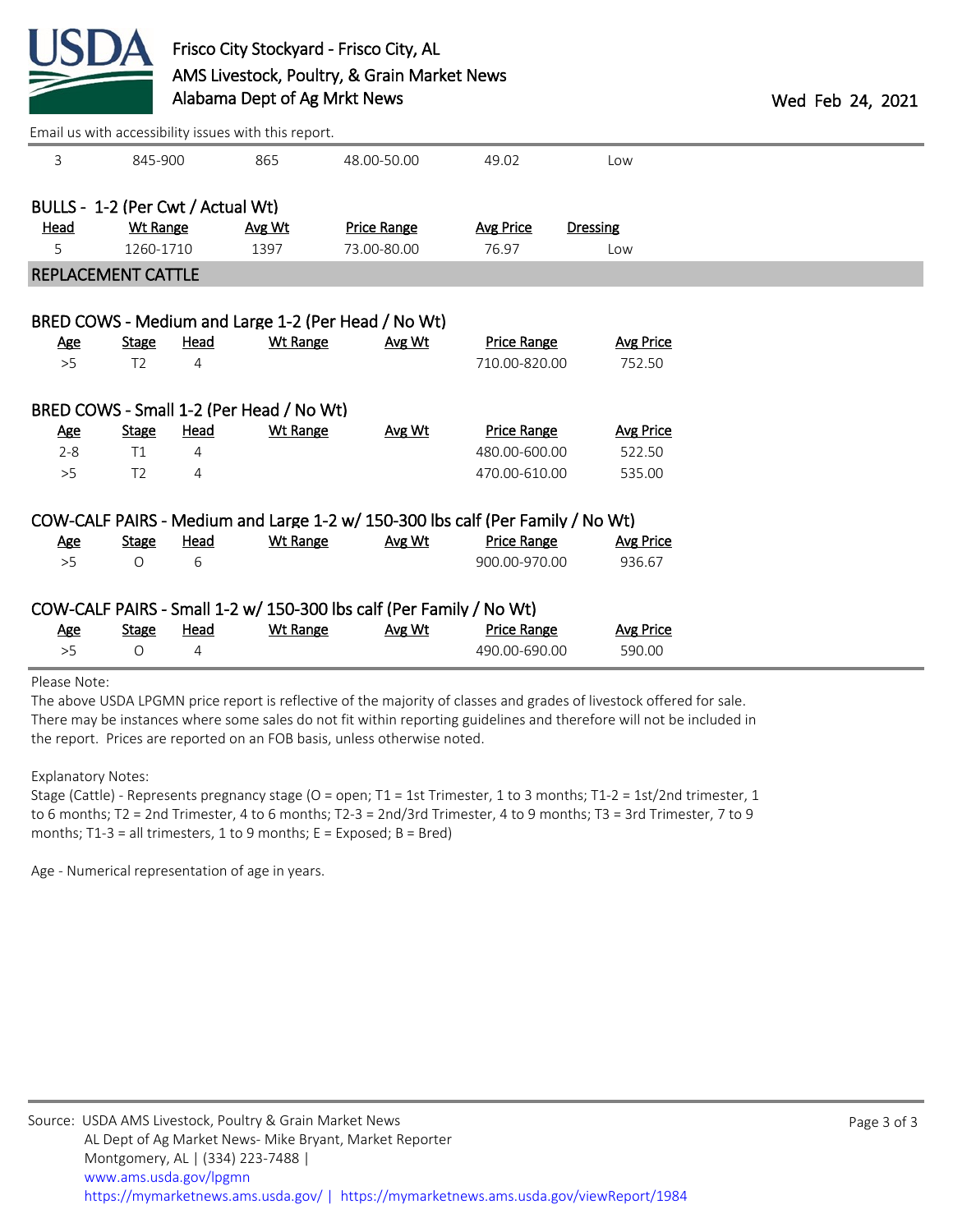| | | | | | |
|---|---|---|---|---|---|
| 3 | 845-900 | 865 | 48.00-50.00 | 49.02 | Low |

### BULLS - 1-2 (Per Cwt / Actual Wt)

| Head | Wt Range | Avg Wt | Price Range | Avg Price | Dressing |
|---|---|---|---|---|---|
| 5 | 1260-1710 | 1397 | 73.00-80.00 | 76.97 | Low |

## REPLACEMENT CATTLE

### BRED COWS - Medium and Large 1-2 (Per Head / No Wt)

| Age | Stage | Head | Wt Range | Avg Wt | Price Range | Avg Price |
|---|---|---|---|---|---|---|
| >5 | T2 | 4 | | | 710.00-820.00 | 752.50 |

### BRED COWS - Small 1-2 (Per Head / No Wt)

| Age | Stage | Head | Wt Range | Avg Wt | Price Range | Avg Price |
|---|---|---|---|---|---|---|
| 2-8 | T1 | 4 | | | 480.00-600.00 | 522.50 |
| >5 | T2 | 4 | | | 470.00-610.00 | 535.00 |

### COW-CALF PAIRS - Medium and Large 1-2 w/ 150-300 lbs calf (Per Family / No Wt)

| Age | Stage | Head | Wt Range | Avg Wt | Price Range | Avg Price |
|---|---|---|---|---|---|---|
| >5 | O | 6 | | | 900.00-970.00 | 936.67 |

### COW-CALF PAIRS - Small 1-2 w/ 150-300 lbs calf (Per Family / No Wt)

| Age | Stage | Head | Wt Range | Avg Wt | Price Range | Avg Price |
|---|---|---|---|---|---|---|
| >5 | O | 4 | | | 490.00-690.00 | 590.00 |

Please Note:
The above USDA LPGMN price report is reflective of the majority of classes and grades of livestock offered for sale. There may be instances where some sales do not fit within reporting guidelines and therefore will not be included in the report. Prices are reported on an FOB basis, unless otherwise noted.

Explanatory Notes:
Stage (Cattle) - Represents pregnancy stage (O = open; T1 = 1st Trimester, 1 to 3 months; T1-2 = 1st/2nd trimester, 1 to 6 months; T2 = 2nd Trimester, 4 to 6 months; T2-3 = 2nd/3rd Trimester, 4 to 9 months; T3 = 3rd Trimester, 7 to 9 months; T1-3 = all trimesters, 1 to 9 months; E = Exposed; B = Bred)

Age - Numerical representation of age in years.

Source: USDA AMS Livestock, Poultry & Grain Market News
AL Dept of Ag Market News- Mike Bryant, Market Reporter
Montgomery, AL | (334) 223-7488 |
www.ams.usda.gov/lpgmn
https://mymarketnews.ams.usda.gov/ | https://mymarketnews.ams.usda.gov/viewReport/1984